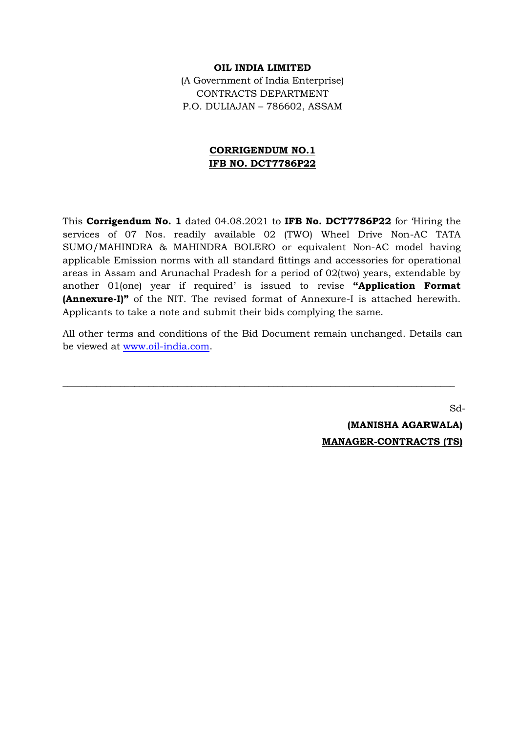**OIL INDIA LIMITED**

(A Government of India Enterprise)

CONTRACTS DEPARTMENT

P.O. DULIAJAN – 786602, ASSAM

**CORRIGENDUM NO.1**

**IFB NO. DCT7786P22**

This **Corrigendum No. 1** dated 04.08.2021 to **IFB No. DCT7786P22** for 'Hiring the services of 07 Nos. readily available 02 (TWO) Wheel Drive Non-AC TATA SUMO/MAHINDRA & MAHINDRA BOLERO or equivalent Non-AC model having applicable Emission norms with all standard fittings and accessories for operational areas in Assam and Arunachal Pradesh for a period of 02(two) years, extendable by another 01(one) year if required' is issued to revise **"Application Format (Annexure-I)"** of the NIT. The revised format of Annexure-I is attached herewith. Applicants to take a note and submit their bids complying the same.

All other terms and conditions of the Bid Document remain unchanged. Details can be viewed at www.oil-india.com.

---

Sd-

**(MANISHA AGARWALA)**

**MANAGER-CONTRACTS (TS)**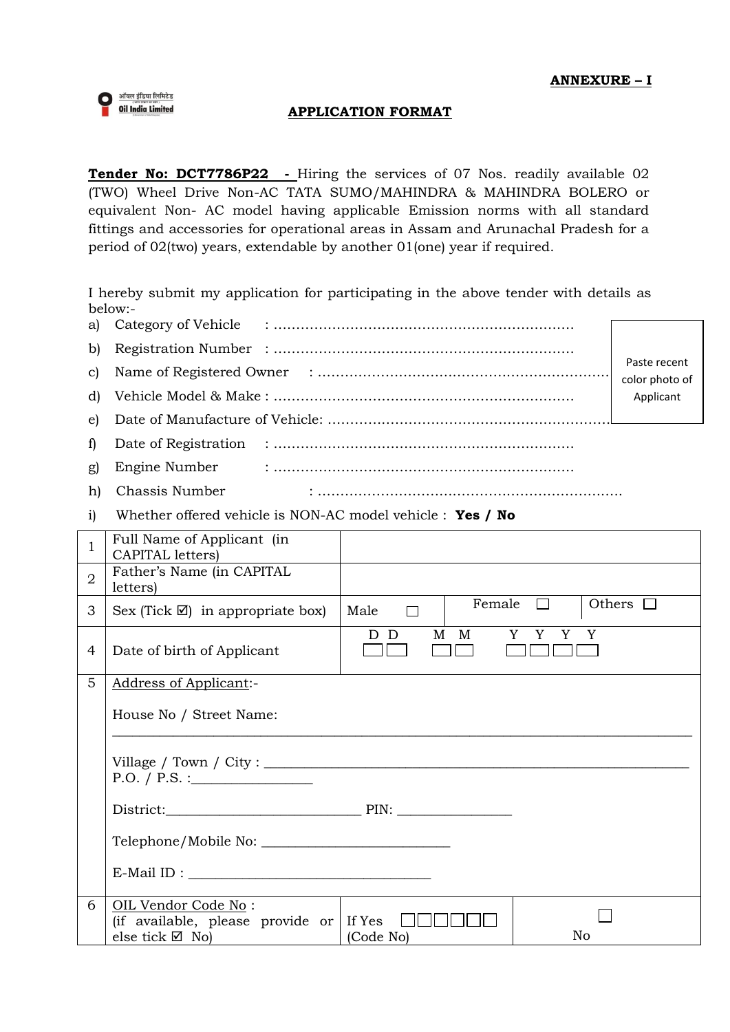**ANNEXURE – I**

Oil India Limited

## APPLICATION FORMAT

**Tender No: DCT7786P22 -** Hiring the services of 07 Nos. readily available 02 (TWO) Wheel Drive Non-AC TATA SUMO/MAHINDRA & MAHINDRA BOLERO or equivalent Non- AC model having applicable Emission norms with all standard fittings and accessories for operational areas in Assam and Arunachal Pradesh for a period of 02(two) years, extendable by another 01(one) year if required.

I hereby submit my application for participating in the above tender with details as below:-

a) Category of Vehicle : ………………………………………………………

b) Registration Number : ………………………………………………………

c) Name of Registered Owner : ………………………………………………………

d) Vehicle Model & Make : ………………………………………………………

e) Date of Manufacture of Vehicle: ………………………………………………………

f) Date of Registration : ………………………………………………………

g) Engine Number : ………………………………………………………

h) Chassis Number : ………………………………………………………

i) Whether offered vehicle is NON-AC model vehicle : **Yes / No**

Paste recent color photo of Applicant

| | | | | |
|---|---|---|---|---|
| 1 | Full Name of Applicant (in CAPITAL letters) | | | |
| 2 | Father's Name (in CAPITAL letters) | | | |
| 3 | Sex (Tick ☑) in appropriate box) | Male ☐ | Female ☐ | Others ☐ |
| 4 | Date of birth of Applicant | D D ☐☐ M M ☐☐ Y Y Y Y ☐☐☐☐ | | |
| 5 | Address of Applicant:-<br><br>House No / Street Name: ________________<br><br>Village / Town / City : ________________<br>P.O. / P.S. :________________<br><br>District:________________ PIN: ________________<br><br>Telephone/Mobile No: ________________<br><br>E-Mail ID : ________________ | | | |
| 6 | OIL Vendor Code No :<br>(if available, please provide or else tick ☑ No) | If Yes ☐☐☐☐☐☐<br>(Code No) | ☐<br>No | |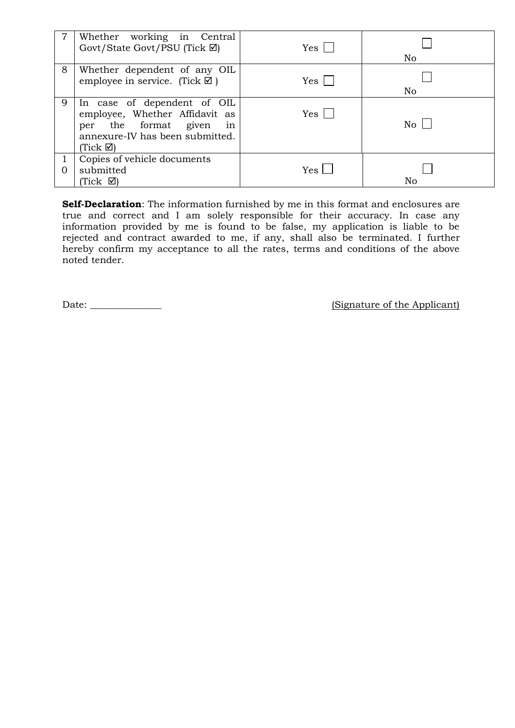| | | | |
|---|---|---|---|
| 7 | Whether working in Central Govt/State Govt/PSU (Tick ☑) | Yes ☐ | ☐ No |
| 8 | Whether dependent of any OIL employee in service. (Tick ☑ ) | Yes ☐ | ☐ No |
| 9 | In case of dependent of OIL employee, Whether Affidavit as per the format given in annexure-IV has been submitted. (Tick ☑) | Yes ☐ | No ☐ |
| 10 | Copies of vehicle documents submitted (Tick ☑) | Yes ☐ | ☐ No |

**Self-Declaration**: The information furnished by me in this format and enclosures are true and correct and I am solely responsible for their accuracy. In case any information provided by me is found to be false, my application is liable to be rejected and contract awarded to me, if any, shall also be terminated. I further hereby confirm my acceptance to all the rates, terms and conditions of the above noted tender.

Date: _______________

(Signature of the Applicant)